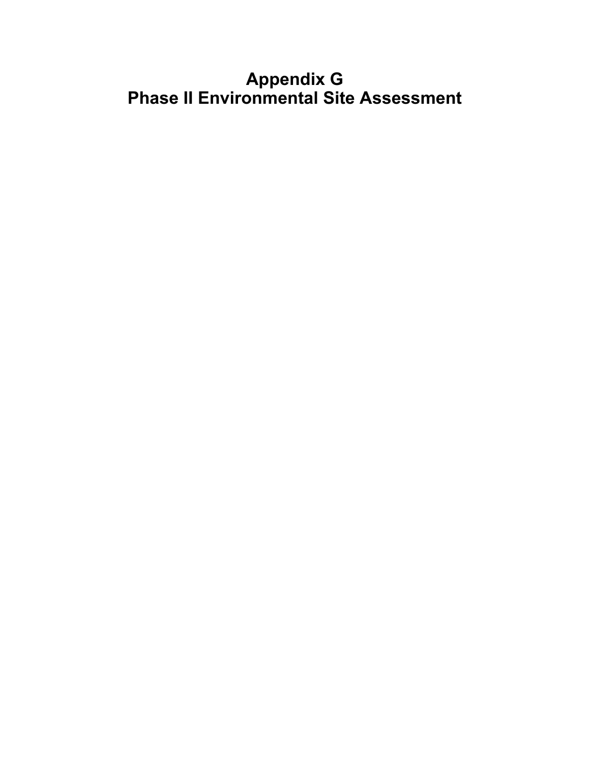# Appendix G
# Phase II Environmental Site Assessment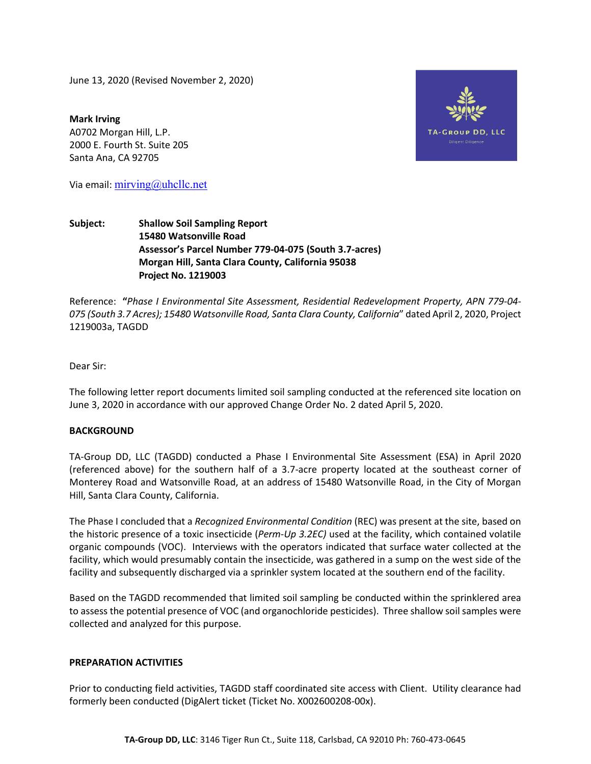June 13, 2020 (Revised November 2, 2020)

**Mark Irving**
A0702 Morgan Hill, L.P.
2000 E. Fourth St. Suite 205
Santa Ana, CA 92705

Via email: mirving@uhcllc.net

**Subject: Shallow Soil Sampling Report**
**15480 Watsonville Road**
**Assessor's Parcel Number 779-04-075 (South 3.7-acres)**
**Morgan Hill, Santa Clara County, California 95038**
**Project No. 1219003**

Reference: **"***Phase I Environmental Site Assessment, Residential Redevelopment Property, APN 779-04-075 (South 3.7 Acres); 15480 Watsonville Road, Santa Clara County, California*" dated April 2, 2020, Project 1219003a, TAGDD

Dear Sir:

The following letter report documents limited soil sampling conducted at the referenced site location on June 3, 2020 in accordance with our approved Change Order No. 2 dated April 5, 2020.

## BACKGROUND

TA-Group DD, LLC (TAGDD) conducted a Phase I Environmental Site Assessment (ESA) in April 2020 (referenced above) for the southern half of a 3.7-acre property located at the southeast corner of Monterey Road and Watsonville Road, at an address of 15480 Watsonville Road, in the City of Morgan Hill, Santa Clara County, California.

The Phase I concluded that a *Recognized Environmental Condition* (REC) was present at the site, based on the historic presence of a toxic insecticide (*Perm-Up 3.2EC)* used at the facility, which contained volatile organic compounds (VOC). Interviews with the operators indicated that surface water collected at the facility, which would presumably contain the insecticide, was gathered in a sump on the west side of the facility and subsequently discharged via a sprinkler system located at the southern end of the facility.

Based on the TAGDD recommended that limited soil sampling be conducted within the sprinklered area to assess the potential presence of VOC (and organochloride pesticides). Three shallow soil samples were collected and analyzed for this purpose.

## PREPARATION ACTIVITIES

Prior to conducting field activities, TAGDD staff coordinated site access with Client. Utility clearance had formerly been conducted (DigAlert ticket (Ticket No. X002600208-00x).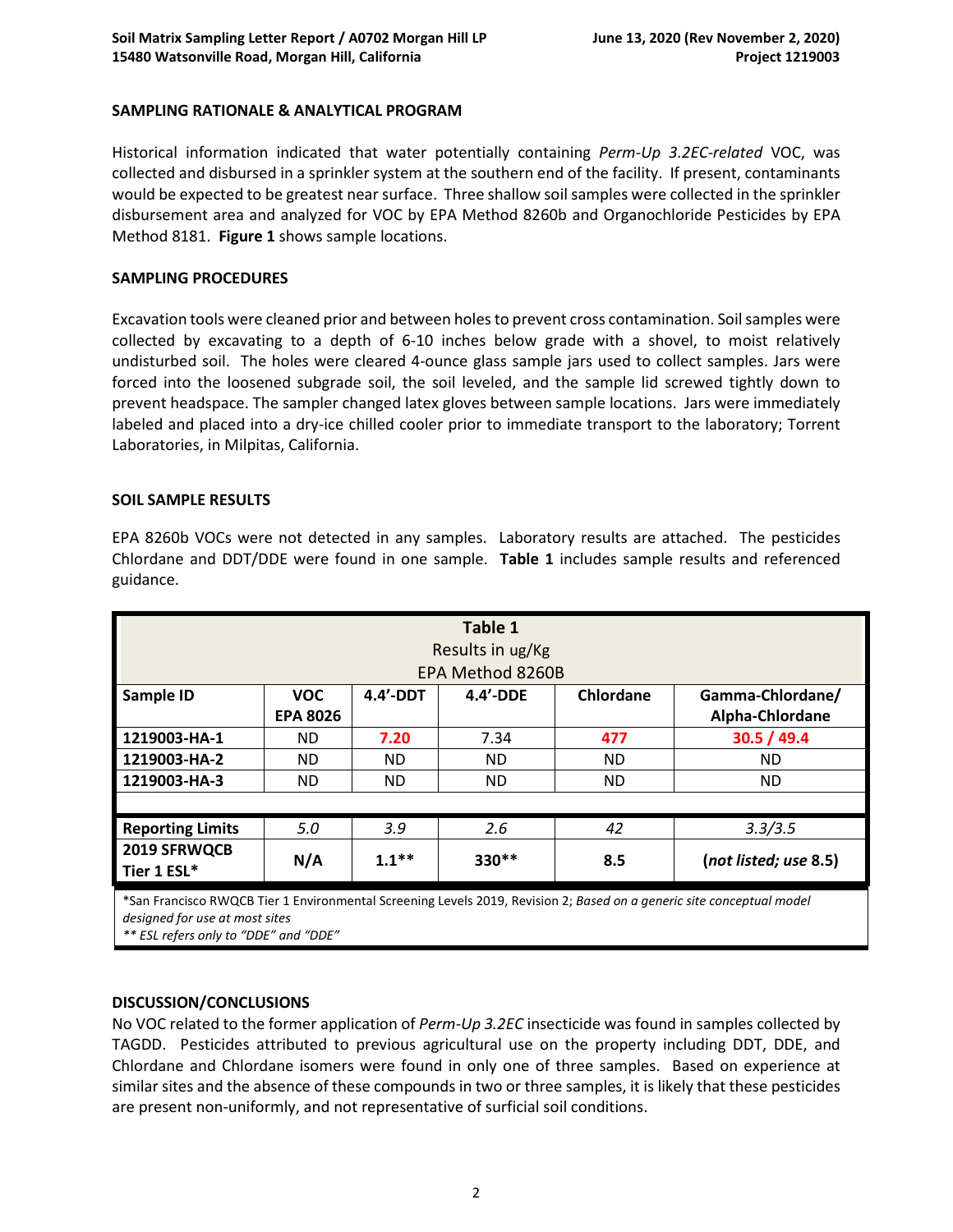## SAMPLING RATIONALE & ANALYTICAL PROGRAM

Historical information indicated that water potentially containing *Perm-Up 3.2EC-related* VOC, was collected and disbursed in a sprinkler system at the southern end of the facility. If present, contaminants would be expected to be greatest near surface. Three shallow soil samples were collected in the sprinkler disbursement area and analyzed for VOC by EPA Method 8260b and Organochloride Pesticides by EPA Method 8181. **Figure 1** shows sample locations.

## SAMPLING PROCEDURES

Excavation tools were cleaned prior and between holes to prevent cross contamination. Soil samples were collected by excavating to a depth of 6-10 inches below grade with a shovel, to moist relatively undisturbed soil. The holes were cleared 4-ounce glass sample jars used to collect samples. Jars were forced into the loosened subgrade soil, the soil leveled, and the sample lid screwed tightly down to prevent headspace. The sampler changed latex gloves between sample locations. Jars were immediately labeled and placed into a dry-ice chilled cooler prior to immediate transport to the laboratory; Torrent Laboratories, in Milpitas, California.

## SOIL SAMPLE RESULTS

EPA 8260b VOCs were not detected in any samples. Laboratory results are attached. The pesticides Chlordane and DDT/DDE were found in one sample. **Table 1** includes sample results and referenced guidance.

**Table 1**
Results in ug/Kg
EPA Method 8260B

| Sample ID | VOC EPA 8026 | 4.4'-DDT | 4.4'-DDE | Chlordane | Gamma-Chlordane/ Alpha-Chlordane |
|---|---|---|---|---|---|
| 1219003-HA-1 | ND | 7.20 | 7.34 | 477 | 30.5 / 49.4 |
| 1219003-HA-2 | ND | ND | ND | ND | ND |
| 1219003-HA-3 | ND | ND | ND | ND | ND |
| | | | | | |
| **Reporting Limits** | *5.0* | *3.9* | *2.6* | *42* | *3.3/3.5* |
| **2019 SFRWQCB Tier 1 ESL*** | **N/A** | **1.1**** | **330**** | **8.5** | **(*not listed; use* 8.5)** |

*San Francisco RWQCB Tier 1 Environmental Screening Levels 2019, Revision 2; *Based on a generic site conceptual model designed for use at most sites*
*** ESL refers only to "DDE" and "DDE"*

## DISCUSSION/CONCLUSIONS

No VOC related to the former application of *Perm-Up 3.2EC* insecticide was found in samples collected by TAGDD. Pesticides attributed to previous agricultural use on the property including DDT, DDE, and Chlordane and Chlordane isomers were found in only one of three samples. Based on experience at similar sites and the absence of these compounds in two or three samples, it is likely that these pesticides are present non-uniformly, and not representative of surficial soil conditions.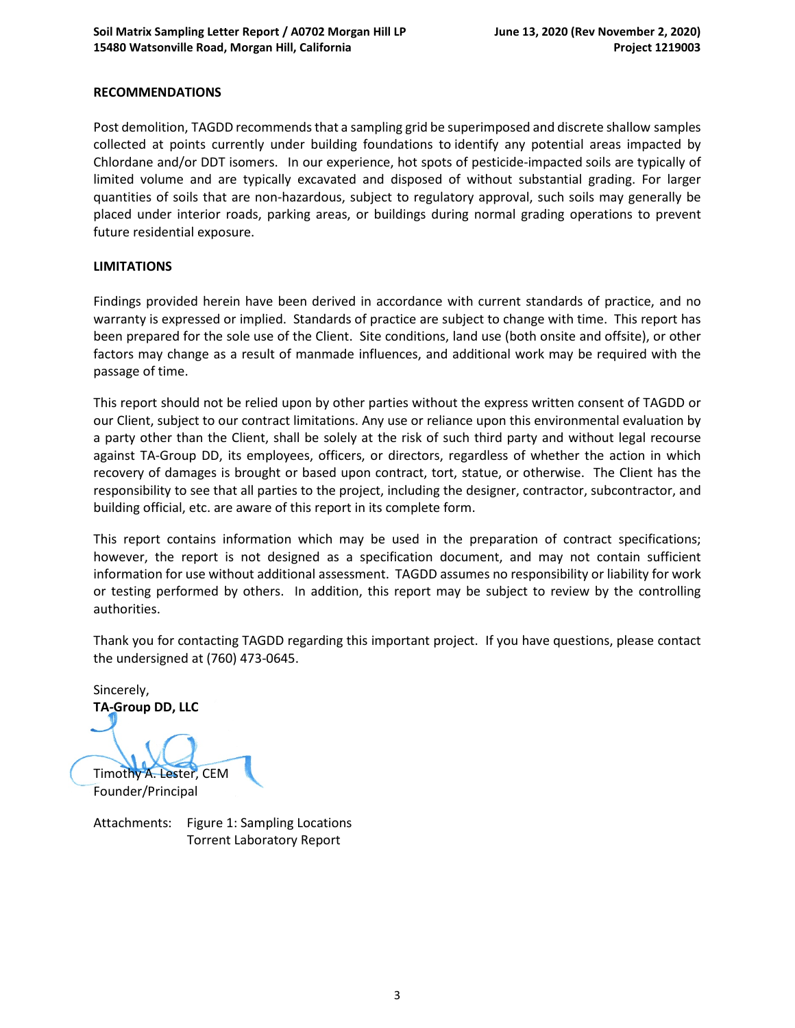## RECOMMENDATIONS

Post demolition, TAGDD recommends that a sampling grid be superimposed and discrete shallow samples collected at points currently under building foundations to identify any potential areas impacted by Chlordane and/or DDT isomers. In our experience, hot spots of pesticide-impacted soils are typically of limited volume and are typically excavated and disposed of without substantial grading. For larger quantities of soils that are non-hazardous, subject to regulatory approval, such soils may generally be placed under interior roads, parking areas, or buildings during normal grading operations to prevent future residential exposure.

## LIMITATIONS

Findings provided herein have been derived in accordance with current standards of practice, and no warranty is expressed or implied. Standards of practice are subject to change with time. This report has been prepared for the sole use of the Client. Site conditions, land use (both onsite and offsite), or other factors may change as a result of manmade influences, and additional work may be required with the passage of time.

This report should not be relied upon by other parties without the express written consent of TAGDD or our Client, subject to our contract limitations. Any use or reliance upon this environmental evaluation by a party other than the Client, shall be solely at the risk of such third party and without legal recourse against TA-Group DD, its employees, officers, or directors, regardless of whether the action in which recovery of damages is brought or based upon contract, tort, statue, or otherwise. The Client has the responsibility to see that all parties to the project, including the designer, contractor, subcontractor, and building official, etc. are aware of this report in its complete form.

This report contains information which may be used in the preparation of contract specifications; however, the report is not designed as a specification document, and may not contain sufficient information for use without additional assessment. TAGDD assumes no responsibility or liability for work or testing performed by others. In addition, this report may be subject to review by the controlling authorities.

Thank you for contacting TAGDD regarding this important project. If you have questions, please contact the undersigned at (760) 473-0645.

Sincerely,
**TA-Group DD, LLC**

Timothy A. Lester, CEM
Founder/Principal

Attachments: Figure 1: Sampling Locations
Torrent Laboratory Report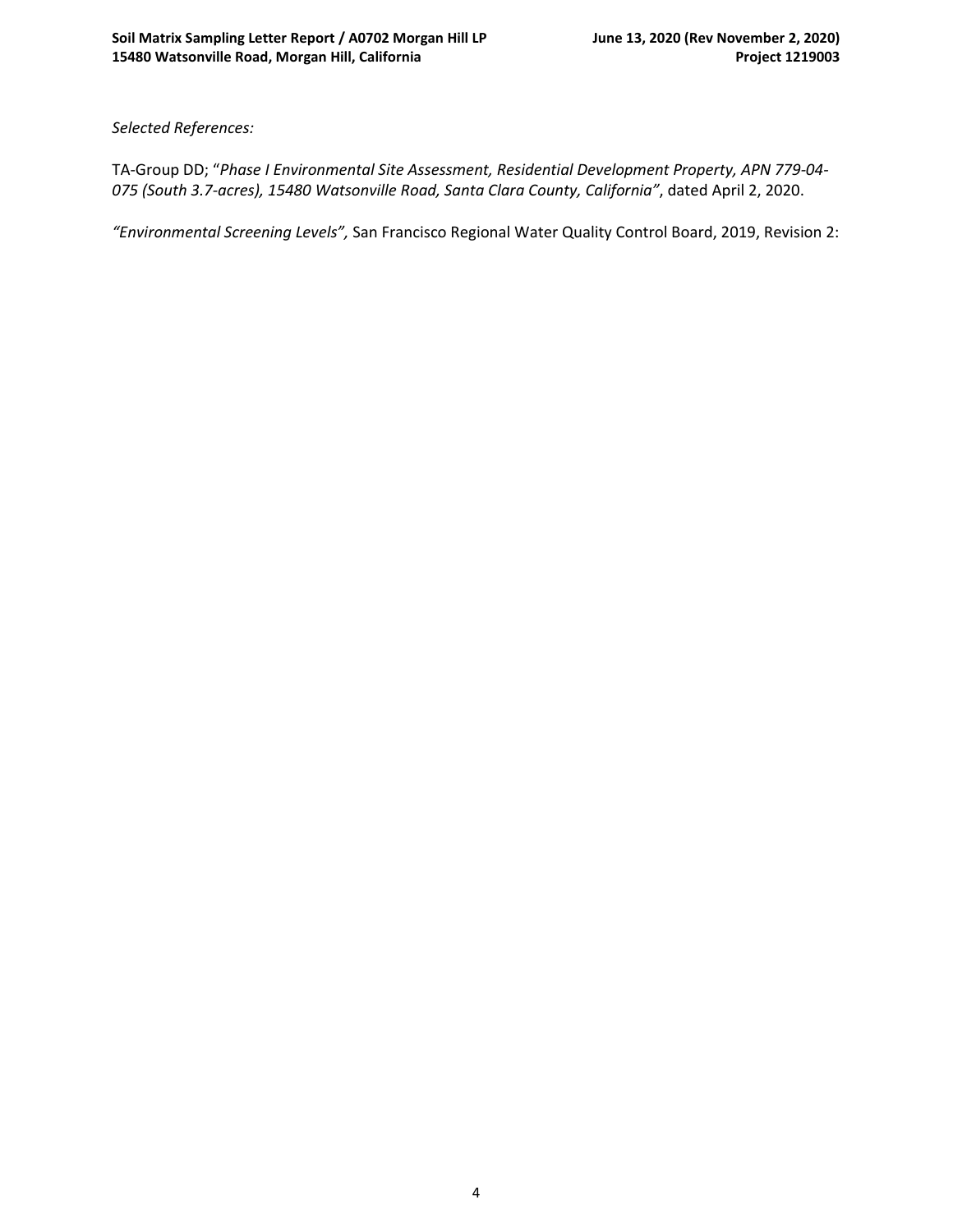*Selected References:*

TA-Group DD; "*Phase I Environmental Site Assessment, Residential Development Property, APN 779-04-075 (South 3.7-acres), 15480 Watsonville Road, Santa Clara County, California"*, dated April 2, 2020.

*"Environmental Screening Levels",* San Francisco Regional Water Quality Control Board, 2019, Revision 2: